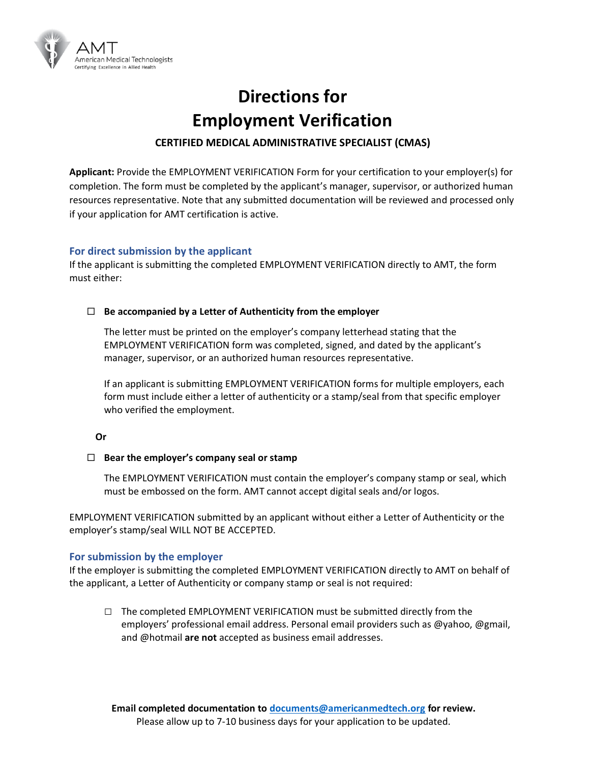AMT
American Medical Technologists
Certifying Excellence in Allied Health

# Directions for Employment Verification

### CERTIFIED MEDICAL ADMINISTRATIVE SPECIALIST (CMAS)

**Applicant:** Provide the EMPLOYMENT VERIFICATION Form for your certification to your employer(s) for completion. The form must be completed by the applicant's manager, supervisor, or authorized human resources representative. Note that any submitted documentation will be reviewed and processed only if your application for AMT certification is active.

## For direct submission by the applicant

If the applicant is submitting the completed EMPLOYMENT VERIFICATION directly to AMT, the form must either:

☐ **Be accompanied by a Letter of Authenticity from the employer**

The letter must be printed on the employer's company letterhead stating that the EMPLOYMENT VERIFICATION form was completed, signed, and dated by the applicant's manager, supervisor, or an authorized human resources representative.

If an applicant is submitting EMPLOYMENT VERIFICATION forms for multiple employers, each form must include either a letter of authenticity or a stamp/seal from that specific employer who verified the employment.

**Or**

☐ **Bear the employer's company seal or stamp**

The EMPLOYMENT VERIFICATION must contain the employer's company stamp or seal, which must be embossed on the form. AMT cannot accept digital seals and/or logos.

EMPLOYMENT VERIFICATION submitted by an applicant without either a Letter of Authenticity or the employer's stamp/seal WILL NOT BE ACCEPTED.

## For submission by the employer

If the employer is submitting the completed EMPLOYMENT VERIFICATION directly to AMT on behalf of the applicant, a Letter of Authenticity or company stamp or seal is not required:

☐ The completed EMPLOYMENT VERIFICATION must be submitted directly from the employers' professional email address. Personal email providers such as @yahoo, @gmail, and @hotmail **are not** accepted as business email addresses.

**Email completed documentation to [documents@americanmedtech.org](mailto:documents@americanmedtech.org) for review.**
Please allow up to 7-10 business days for your application to be updated.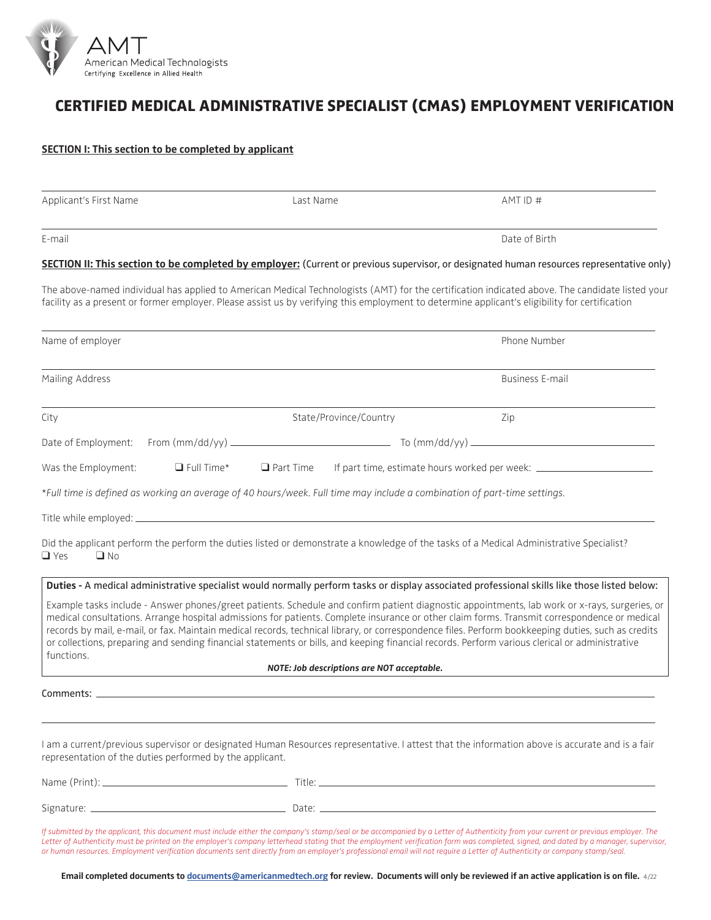AMT
American Medical Technologists
Certifying Excellence in Allied Health

# CERTIFIED MEDICAL ADMINISTRATIVE SPECIALIST (CMAS) EMPLOYMENT VERIFICATION

**SECTION I: This section to be completed by applicant**

Applicant's First Name ____________ Last Name ____________ AMT ID # ____________

E-mail ____________ Date of Birth ____________

**SECTION II: This section to be completed by employer:** (Current or previous supervisor, or designated human resources representative only)

The above-named individual has applied to American Medical Technologists (AMT) for the certification indicated above. The candidate listed your facility as a present or former employer. Please assist us by verifying this employment to determine applicant's eligibility for certification

Name of employer ____________ Phone Number ____________

Mailing Address ____________ Business E-mail ____________

City ____________ State/Province/Country ____________ Zip ____________

Date of Employment: From (mm/dd/yy) ____________ To (mm/dd/yy) ____________

Was the Employment: ❑ Full Time* ❑ Part Time If part time, estimate hours worked per week: ____________

*\*Full time is defined as working an average of 40 hours/week. Full time may include a combination of part-time settings.*

Title while employed: ____________

Did the applicant perform the perform the duties listed or demonstrate a knowledge of the tasks of a Medical Administrative Specialist?
❑ Yes ❑ No

**Duties -** A medical administrative specialist would normally perform tasks or display associated professional skills like those listed below:

Example tasks include - Answer phones/greet patients. Schedule and confirm patient diagnostic appointments, lab work or x-rays, surgeries, or medical consultations. Arrange hospital admissions for patients. Complete insurance or other claim forms. Transmit correspondence or medical records by mail, e-mail, or fax. Maintain medical records, technical library, or correspondence files. Perform bookkeeping duties, such as credits or collections, preparing and sending financial statements or bills, and keeping financial records. Perform various clerical or administrative functions.

***NOTE: Job descriptions are NOT acceptable.***

Comments: ____________

I am a current/previous supervisor or designated Human Resources representative. I attest that the information above is accurate and is a fair representation of the duties performed by the applicant.

Name (Print): ____________ Title: ____________

Signature: ____________ Date: ____________

*If submitted by the applicant, this document must include either the company's stamp/seal or be accompanied by a Letter of Authenticity from your current or previous employer. The Letter of Authenticity must be printed on the employer's company letterhead stating that the employment verification form was completed, signed, and dated by a manager, supervisor, or human resources. Employment verification documents sent directly from an employer's professional email will not require a Letter of Authenticity or company stamp/seal.*

**Email completed documents to documents@americanmedtech.org for review. Documents will only be reviewed if an active application is on file.** 4/22